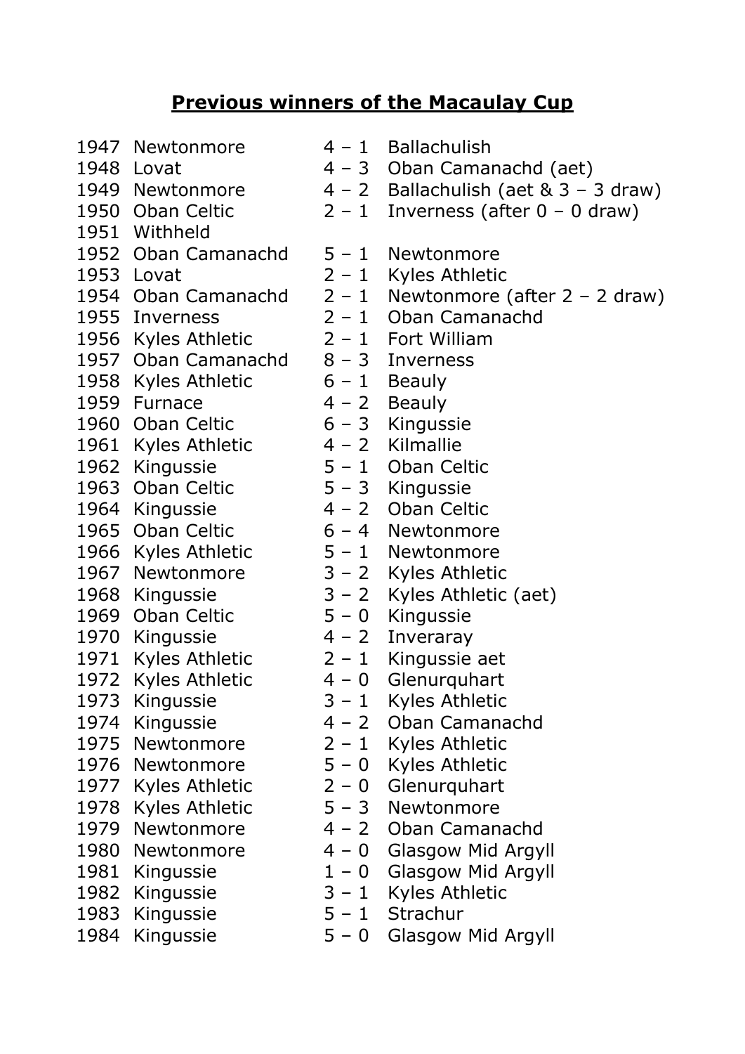# **Previous winners of the Macaulay Cup**

| Year | Winner | Score | Runner-up |
|---|---|---|---|
| 1947 | Newtonmore | 4 – 1 | Ballachulish |
| 1948 | Lovat | 4 – 3 | Oban Camanachd (aet) |
| 1949 | Newtonmore | 4 – 2 | Ballachulish (aet & 3 – 3 draw) |
| 1950 | Oban Celtic | 2 – 1 | Inverness (after 0 – 0 draw) |
| 1951 | Withheld | | |
| 1952 | Oban Camanachd | 5 – 1 | Newtonmore |
| 1953 | Lovat | 2 – 1 | Kyles Athletic |
| 1954 | Oban Camanachd | 2 – 1 | Newtonmore (after 2 – 2 draw) |
| 1955 | Inverness | 2 – 1 | Oban Camanachd |
| 1956 | Kyles Athletic | 2 – 1 | Fort William |
| 1957 | Oban Camanachd | 8 – 3 | Inverness |
| 1958 | Kyles Athletic | 6 – 1 | Beauly |
| 1959 | Furnace | 4 – 2 | Beauly |
| 1960 | Oban Celtic | 6 – 3 | Kingussie |
| 1961 | Kyles Athletic | 4 – 2 | Kilmallie |
| 1962 | Kingussie | 5 – 1 | Oban Celtic |
| 1963 | Oban Celtic | 5 – 3 | Kingussie |
| 1964 | Kingussie | 4 – 2 | Oban Celtic |
| 1965 | Oban Celtic | 6 – 4 | Newtonmore |
| 1966 | Kyles Athletic | 5 – 1 | Newtonmore |
| 1967 | Newtonmore | 3 – 2 | Kyles Athletic |
| 1968 | Kingussie | 3 – 2 | Kyles Athletic (aet) |
| 1969 | Oban Celtic | 5 – 0 | Kingussie |
| 1970 | Kingussie | 4 – 2 | Inveraray |
| 1971 | Kyles Athletic | 2 – 1 | Kingussie aet |
| 1972 | Kyles Athletic | 4 – 0 | Glenurquhart |
| 1973 | Kingussie | 3 – 1 | Kyles Athletic |
| 1974 | Kingussie | 4 – 2 | Oban Camanachd |
| 1975 | Newtonmore | 2 – 1 | Kyles Athletic |
| 1976 | Newtonmore | 5 – 0 | Kyles Athletic |
| 1977 | Kyles Athletic | 2 – 0 | Glenurquhart |
| 1978 | Kyles Athletic | 5 – 3 | Newtonmore |
| 1979 | Newtonmore | 4 – 2 | Oban Camanachd |
| 1980 | Newtonmore | 4 – 0 | Glasgow Mid Argyll |
| 1981 | Kingussie | 1 – 0 | Glasgow Mid Argyll |
| 1982 | Kingussie | 3 – 1 | Kyles Athletic |
| 1983 | Kingussie | 5 – 1 | Strachur |
| 1984 | Kingussie | 5 – 0 | Glasgow Mid Argyll |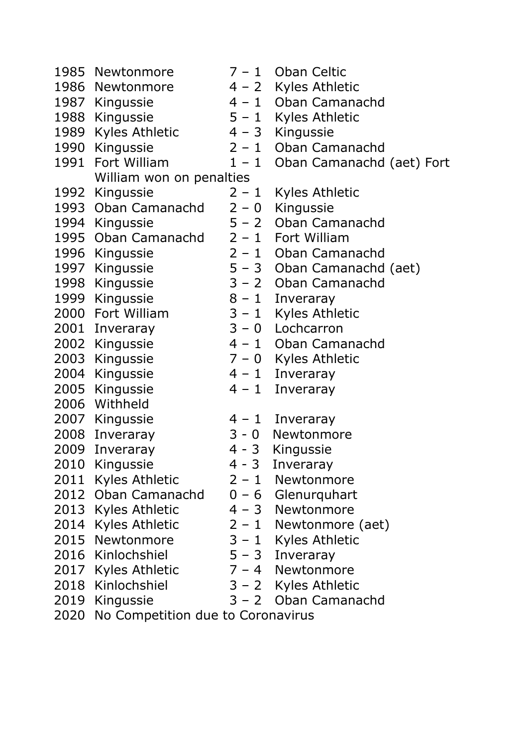| | | | |
|---|---|---|---|
| 1985 | Newtonmore | 7 – 1 | Oban Celtic |
| 1986 | Newtonmore | 4 – 2 | Kyles Athletic |
| 1987 | Kingussie | 4 – 1 | Oban Camanachd |
| 1988 | Kingussie | 5 – 1 | Kyles Athletic |
| 1989 | Kyles Athletic | 4 – 3 | Kingussie |
| 1990 | Kingussie | 2 – 1 | Oban Camanachd |
| 1991 | Fort William | 1 – 1 | Oban Camanachd (aet) Fort William won on penalties |
| 1992 | Kingussie | 2 – 1 | Kyles Athletic |
| 1993 | Oban Camanachd | 2 – 0 | Kingussie |
| 1994 | Kingussie | 5 – 2 | Oban Camanachd |
| 1995 | Oban Camanachd | 2 – 1 | Fort William |
| 1996 | Kingussie | 2 – 1 | Oban Camanachd |
| 1997 | Kingussie | 5 – 3 | Oban Camanachd (aet) |
| 1998 | Kingussie | 3 – 2 | Oban Camanachd |
| 1999 | Kingussie | 8 – 1 | Inveraray |
| 2000 | Fort William | 3 – 1 | Kyles Athletic |
| 2001 | Inveraray | 3 – 0 | Lochcarron |
| 2002 | Kingussie | 4 – 1 | Oban Camanachd |
| 2003 | Kingussie | 7 – 0 | Kyles Athletic |
| 2004 | Kingussie | 4 – 1 | Inveraray |
| 2005 | Kingussie | 4 – 1 | Inveraray |
| 2006 | Withheld | | |
| 2007 | Kingussie | 4 – 1 | Inveraray |
| 2008 | Inveraray | 3 - 0 | Newtonmore |
| 2009 | Inveraray | 4 - 3 | Kingussie |
| 2010 | Kingussie | 4 - 3 | Inveraray |
| 2011 | Kyles Athletic | 2 – 1 | Newtonmore |
| 2012 | Oban Camanachd | 0 – 6 | Glenurquhart |
| 2013 | Kyles Athletic | 4 – 3 | Newtonmore |
| 2014 | Kyles Athletic | 2 – 1 | Newtonmore (aet) |
| 2015 | Newtonmore | 3 – 1 | Kyles Athletic |
| 2016 | Kinlochshiel | 5 – 3 | Inveraray |
| 2017 | Kyles Athletic | 7 – 4 | Newtonmore |
| 2018 | Kinlochshiel | 3 – 2 | Kyles Athletic |
| 2019 | Kingussie | 3 – 2 | Oban Camanachd |
| 2020 | No Competition due to Coronavirus | | |